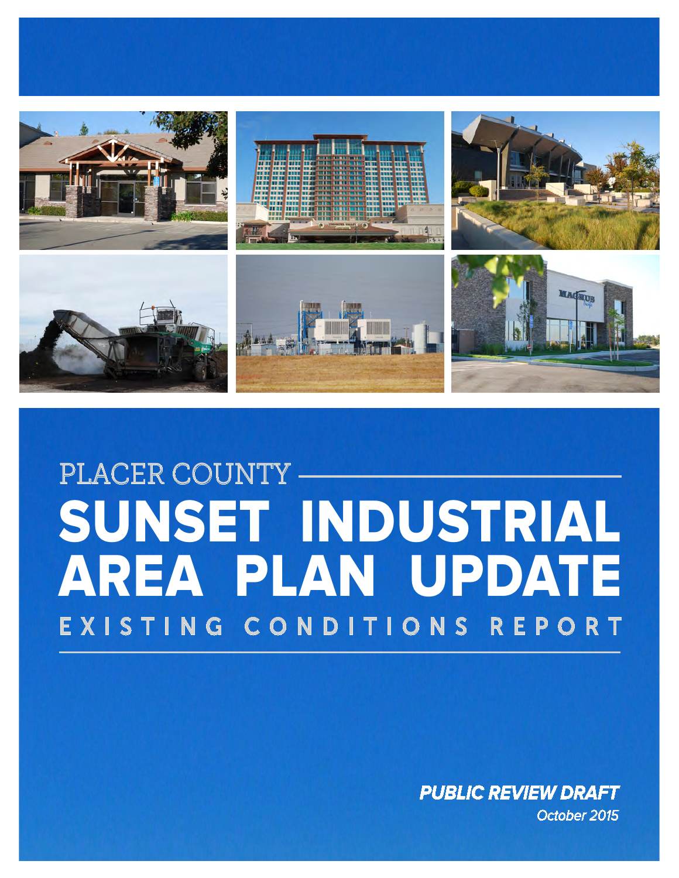# PLACER COUNTY

# SUNSET INDUSTRIAL AREA PLAN UPDATE

## EXISTING CONDITIONS REPORT

***PUBLIC REVIEW DRAFT***

*October 2015*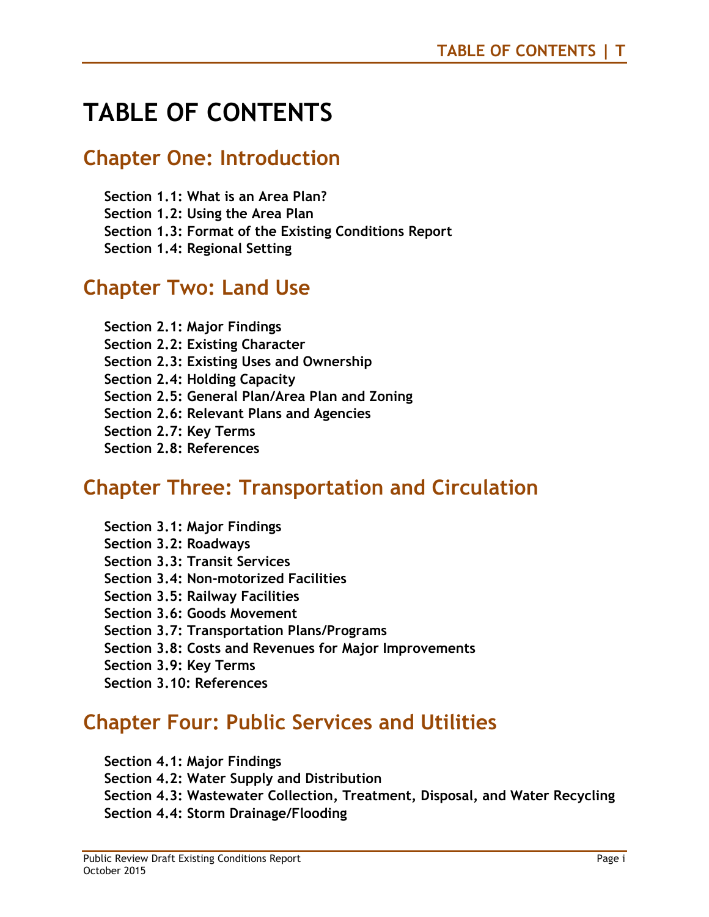# TABLE OF CONTENTS

## Chapter One: Introduction

**Section 1.1: What is an Area Plan?**
**Section 1.2: Using the Area Plan**
**Section 1.3: Format of the Existing Conditions Report**
**Section 1.4: Regional Setting**

## Chapter Two: Land Use

**Section 2.1: Major Findings**
**Section 2.2: Existing Character**
**Section 2.3: Existing Uses and Ownership**
**Section 2.4: Holding Capacity**
**Section 2.5: General Plan/Area Plan and Zoning**
**Section 2.6: Relevant Plans and Agencies**
**Section 2.7: Key Terms**
**Section 2.8: References**

## Chapter Three: Transportation and Circulation

**Section 3.1: Major Findings**
**Section 3.2: Roadways**
**Section 3.3: Transit Services**
**Section 3.4: Non-motorized Facilities**
**Section 3.5: Railway Facilities**
**Section 3.6: Goods Movement**
**Section 3.7: Transportation Plans/Programs**
**Section 3.8: Costs and Revenues for Major Improvements**
**Section 3.9: Key Terms**
**Section 3.10: References**

## Chapter Four: Public Services and Utilities

**Section 4.1: Major Findings**
**Section 4.2: Water Supply and Distribution**
**Section 4.3: Wastewater Collection, Treatment, Disposal, and Water Recycling**
**Section 4.4: Storm Drainage/Flooding**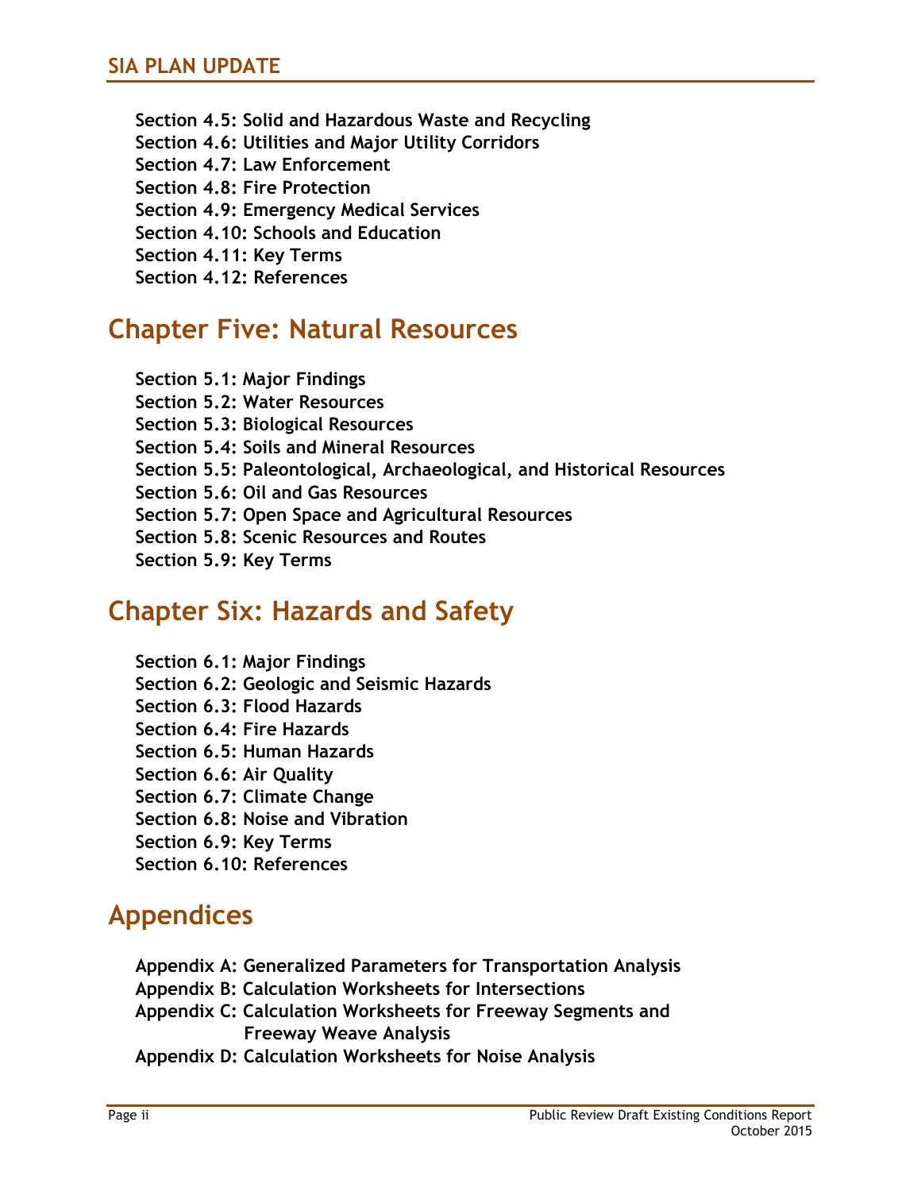**Section 4.5: Solid and Hazardous Waste and Recycling**
**Section 4.6: Utilities and Major Utility Corridors**
**Section 4.7: Law Enforcement**
**Section 4.8: Fire Protection**
**Section 4.9: Emergency Medical Services**
**Section 4.10: Schools and Education**
**Section 4.11: Key Terms**
**Section 4.12: References**

# Chapter Five: Natural Resources

**Section 5.1: Major Findings**
**Section 5.2: Water Resources**
**Section 5.3: Biological Resources**
**Section 5.4: Soils and Mineral Resources**
**Section 5.5: Paleontological, Archaeological, and Historical Resources**
**Section 5.6: Oil and Gas Resources**
**Section 5.7: Open Space and Agricultural Resources**
**Section 5.8: Scenic Resources and Routes**
**Section 5.9: Key Terms**

# Chapter Six: Hazards and Safety

**Section 6.1: Major Findings**
**Section 6.2: Geologic and Seismic Hazards**
**Section 6.3: Flood Hazards**
**Section 6.4: Fire Hazards**
**Section 6.5: Human Hazards**
**Section 6.6: Air Quality**
**Section 6.7: Climate Change**
**Section 6.8: Noise and Vibration**
**Section 6.9: Key Terms**
**Section 6.10: References**

# Appendices

**Appendix A: Generalized Parameters for Transportation Analysis**
**Appendix B: Calculation Worksheets for Intersections**
**Appendix C: Calculation Worksheets for Freeway Segments and Freeway Weave Analysis**
**Appendix D: Calculation Worksheets for Noise Analysis**